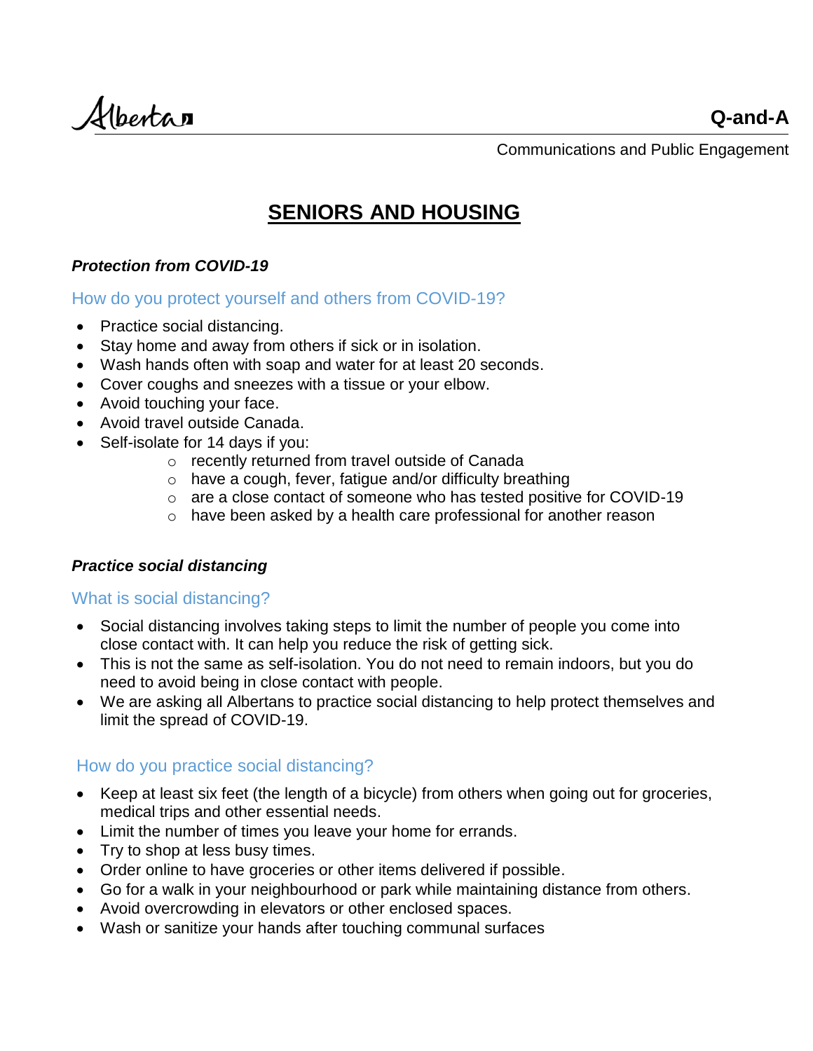Alberta

**Q-and-A**

Communications and Public Engagement

# SENIORS AND HOUSING

***Protection from COVID-19***

### How do you protect yourself and others from COVID-19?

- Practice social distancing.
- Stay home and away from others if sick or in isolation.
- Wash hands often with soap and water for at least 20 seconds.
- Cover coughs and sneezes with a tissue or your elbow.
- Avoid touching your face.
- Avoid travel outside Canada.
- Self-isolate for 14 days if you:
  - recently returned from travel outside of Canada
  - have a cough, fever, fatigue and/or difficulty breathing
  - are a close contact of someone who has tested positive for COVID-19
  - have been asked by a health care professional for another reason

***Practice social distancing***

### What is social distancing?

- Social distancing involves taking steps to limit the number of people you come into close contact with. It can help you reduce the risk of getting sick.
- This is not the same as self-isolation. You do not need to remain indoors, but you do need to avoid being in close contact with people.
- We are asking all Albertans to practice social distancing to help protect themselves and limit the spread of COVID-19.

### How do you practice social distancing?

- Keep at least six feet (the length of a bicycle) from others when going out for groceries, medical trips and other essential needs.
- Limit the number of times you leave your home for errands.
- Try to shop at less busy times.
- Order online to have groceries or other items delivered if possible.
- Go for a walk in your neighbourhood or park while maintaining distance from others.
- Avoid overcrowding in elevators or other enclosed spaces.
- Wash or sanitize your hands after touching communal surfaces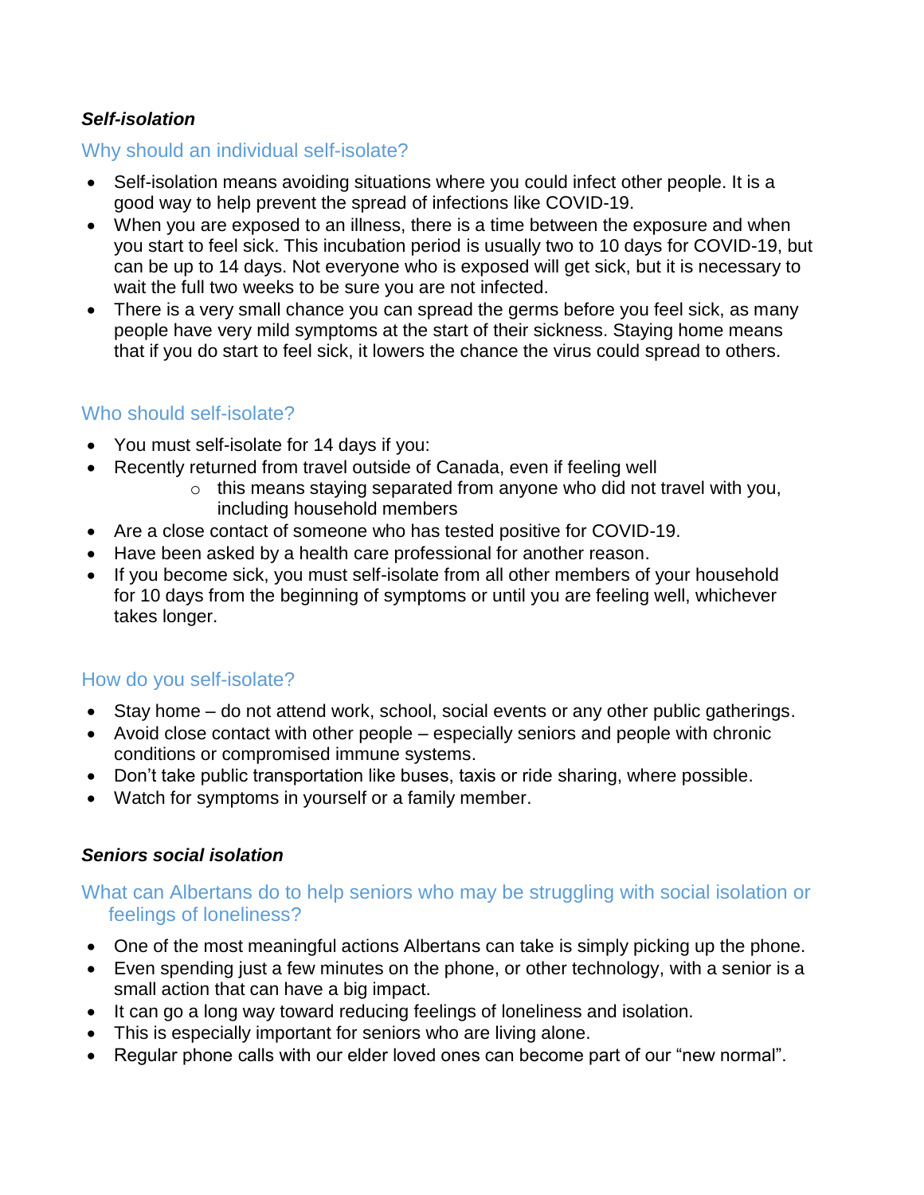***Self-isolation***

### Why should an individual self-isolate?

- Self-isolation means avoiding situations where you could infect other people. It is a good way to help prevent the spread of infections like COVID-19.
- When you are exposed to an illness, there is a time between the exposure and when you start to feel sick. This incubation period is usually two to 10 days for COVID-19, but can be up to 14 days. Not everyone who is exposed will get sick, but it is necessary to wait the full two weeks to be sure you are not infected.
- There is a very small chance you can spread the germs before you feel sick, as many people have very mild symptoms at the start of their sickness. Staying home means that if you do start to feel sick, it lowers the chance the virus could spread to others.

### Who should self-isolate?

- You must self-isolate for 14 days if you:
- Recently returned from travel outside of Canada, even if feeling well
    - this means staying separated from anyone who did not travel with you, including household members
- Are a close contact of someone who has tested positive for COVID-19.
- Have been asked by a health care professional for another reason.
- If you become sick, you must self-isolate from all other members of your household for 10 days from the beginning of symptoms or until you are feeling well, whichever takes longer.

### How do you self-isolate?

- Stay home – do not attend work, school, social events or any other public gatherings.
- Avoid close contact with other people – especially seniors and people with chronic conditions or compromised immune systems.
- Don't take public transportation like buses, taxis or ride sharing, where possible.
- Watch for symptoms in yourself or a family member.

***Seniors social isolation***

### What can Albertans do to help seniors who may be struggling with social isolation or feelings of loneliness?

- One of the most meaningful actions Albertans can take is simply picking up the phone.
- Even spending just a few minutes on the phone, or other technology, with a senior is a small action that can have a big impact.
- It can go a long way toward reducing feelings of loneliness and isolation.
- This is especially important for seniors who are living alone.
- Regular phone calls with our elder loved ones can become part of our "new normal".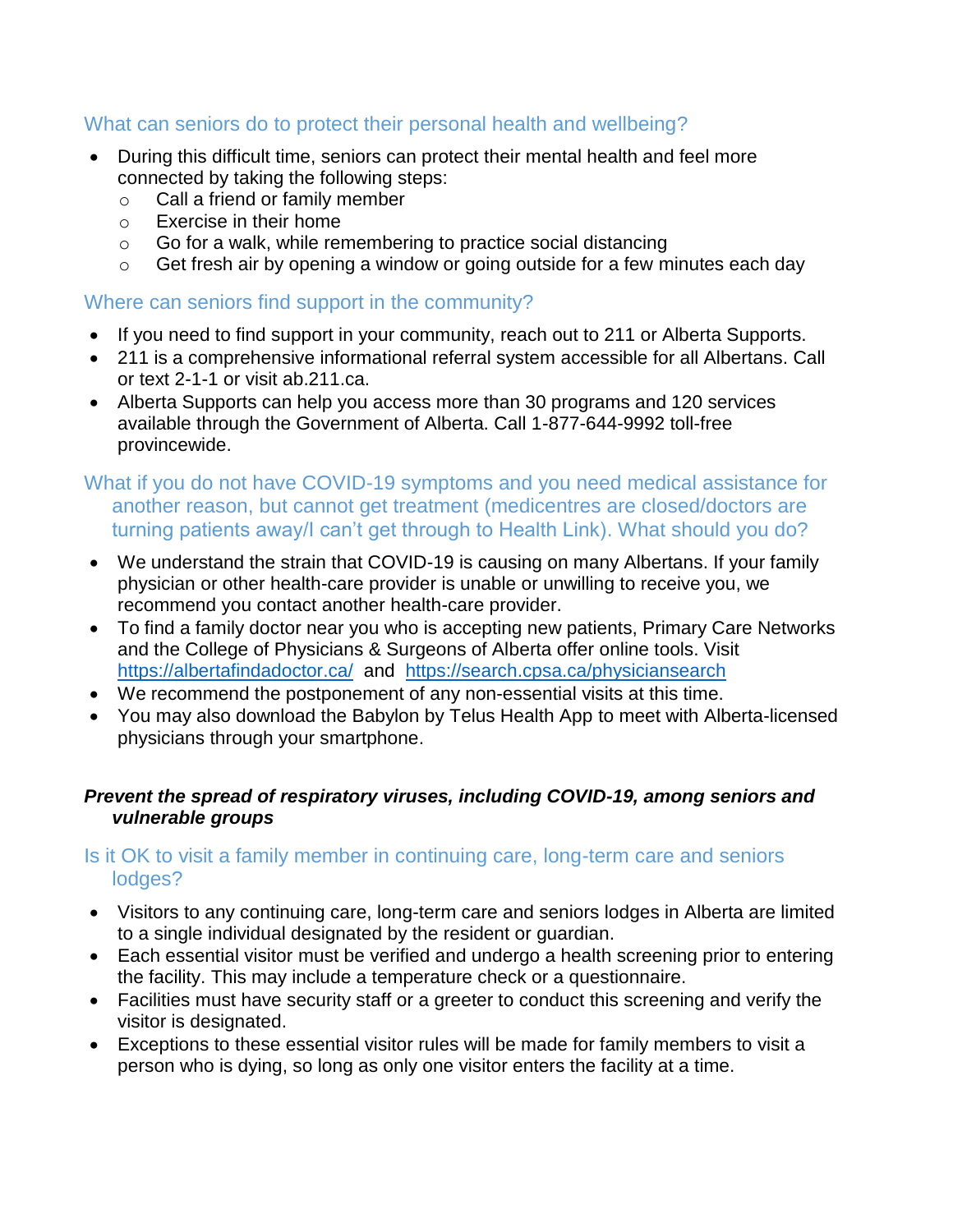### What can seniors do to protect their personal health and wellbeing?

- During this difficult time, seniors can protect their mental health and feel more connected by taking the following steps:
  - Call a friend or family member
  - Exercise in their home
  - Go for a walk, while remembering to practice social distancing
  - Get fresh air by opening a window or going outside for a few minutes each day

### Where can seniors find support in the community?

- If you need to find support in your community, reach out to 211 or Alberta Supports.
- 211 is a comprehensive informational referral system accessible for all Albertans. Call or text 2-1-1 or visit ab.211.ca.
- Alberta Supports can help you access more than 30 programs and 120 services available through the Government of Alberta. Call 1-877-644-9992 toll-free provincewide.

### What if you do not have COVID-19 symptoms and you need medical assistance for another reason, but cannot get treatment (medicentres are closed/doctors are turning patients away/I can't get through to Health Link). What should you do?

- We understand the strain that COVID-19 is causing on many Albertans. If your family physician or other health-care provider is unable or unwilling to receive you, we recommend you contact another health-care provider.
- To find a family doctor near you who is accepting new patients, Primary Care Networks and the College of Physicians & Surgeons of Alberta offer online tools. Visit [https://albertafindadoctor.ca/](https://albertafindadoctor.ca/) and [https://search.cpsa.ca/physiciansearch](https://search.cpsa.ca/physiciansearch)
- We recommend the postponement of any non-essential visits at this time.
- You may also download the Babylon by Telus Health App to meet with Alberta-licensed physicians through your smartphone.

## ***Prevent the spread of respiratory viruses, including COVID-19, among seniors and vulnerable groups***

### Is it OK to visit a family member in continuing care, long-term care and seniors lodges?

- Visitors to any continuing care, long-term care and seniors lodges in Alberta are limited to a single individual designated by the resident or guardian.
- Each essential visitor must be verified and undergo a health screening prior to entering the facility. This may include a temperature check or a questionnaire.
- Facilities must have security staff or a greeter to conduct this screening and verify the visitor is designated.
- Exceptions to these essential visitor rules will be made for family members to visit a person who is dying, so long as only one visitor enters the facility at a time.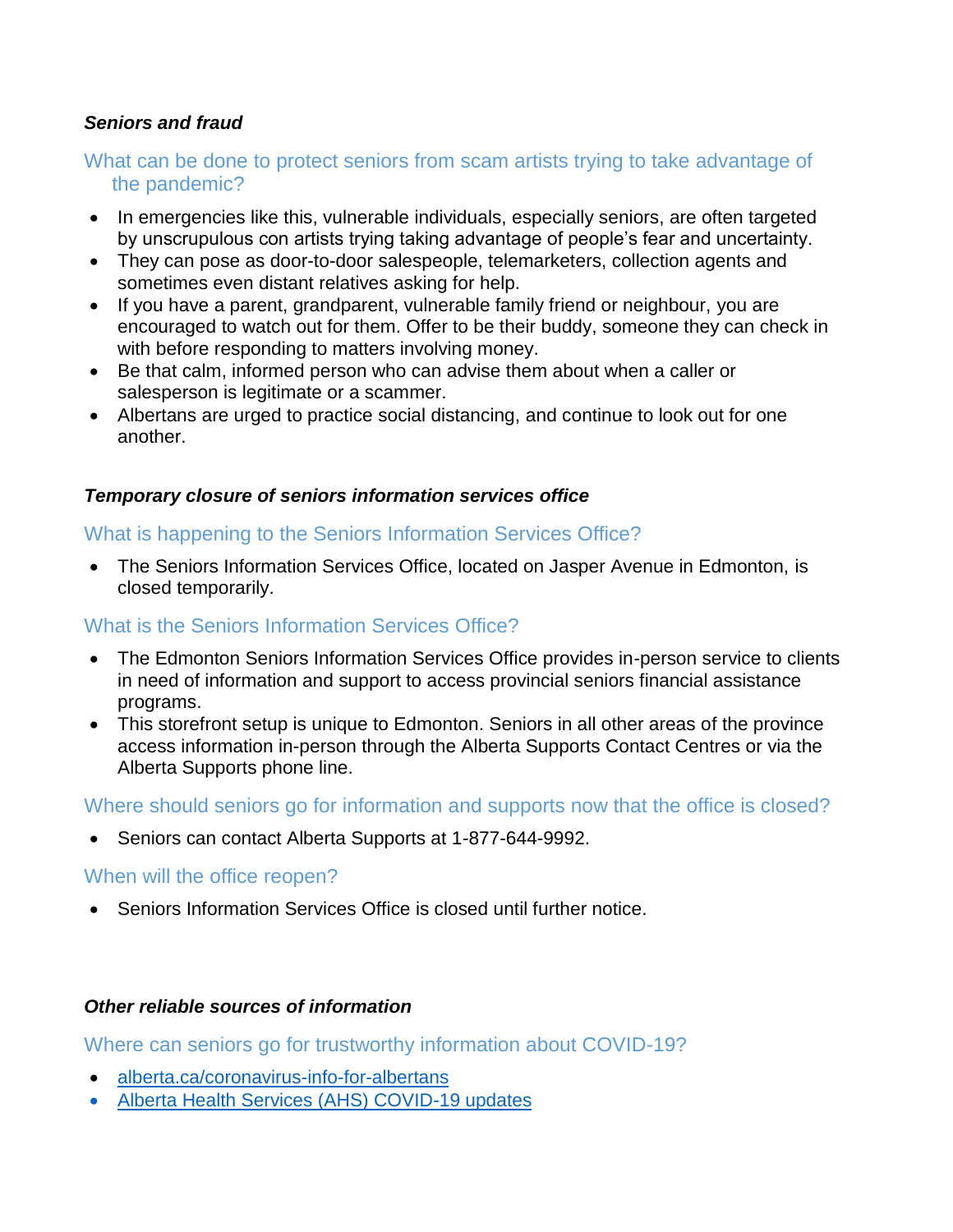***Seniors and fraud***

### What can be done to protect seniors from scam artists trying to take advantage of the pandemic?

- In emergencies like this, vulnerable individuals, especially seniors, are often targeted by unscrupulous con artists trying taking advantage of people's fear and uncertainty.
- They can pose as door-to-door salespeople, telemarketers, collection agents and sometimes even distant relatives asking for help.
- If you have a parent, grandparent, vulnerable family friend or neighbour, you are encouraged to watch out for them. Offer to be their buddy, someone they can check in with before responding to matters involving money.
- Be that calm, informed person who can advise them about when a caller or salesperson is legitimate or a scammer.
- Albertans are urged to practice social distancing, and continue to look out for one another.

***Temporary closure of seniors information services office***

### What is happening to the Seniors Information Services Office?

- The Seniors Information Services Office, located on Jasper Avenue in Edmonton, is closed temporarily.

### What is the Seniors Information Services Office?

- The Edmonton Seniors Information Services Office provides in-person service to clients in need of information and support to access provincial seniors financial assistance programs.
- This storefront setup is unique to Edmonton. Seniors in all other areas of the province access information in-person through the Alberta Supports Contact Centres or via the Alberta Supports phone line.

### Where should seniors go for information and supports now that the office is closed?

- Seniors can contact Alberta Supports at 1-877-644-9992.

### When will the office reopen?

- Seniors Information Services Office is closed until further notice.

***Other reliable sources of information***

### Where can seniors go for trustworthy information about COVID-19?

- alberta.ca/coronavirus-info-for-albertans
- Alberta Health Services (AHS) COVID-19 updates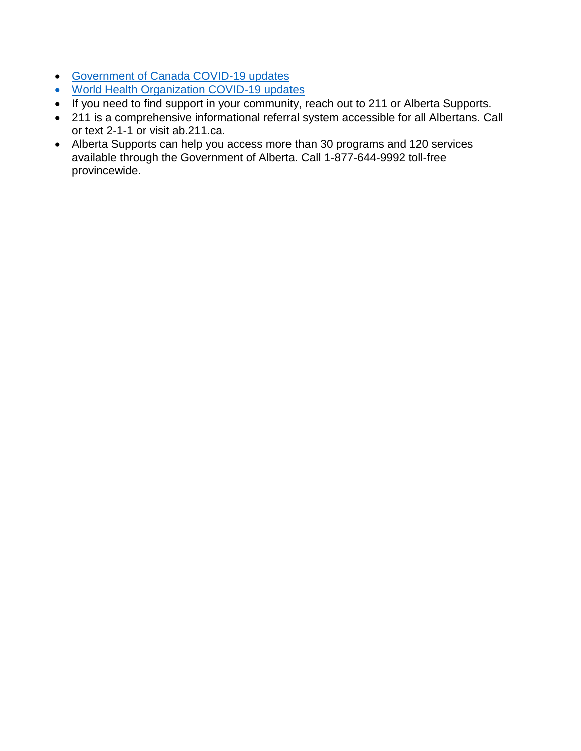- Government of Canada COVID-19 updates
- World Health Organization COVID-19 updates
- If you need to find support in your community, reach out to 211 or Alberta Supports.
- 211 is a comprehensive informational referral system accessible for all Albertans. Call or text 2-1-1 or visit ab.211.ca.
- Alberta Supports can help you access more than 30 programs and 120 services available through the Government of Alberta. Call 1-877-644-9992 toll-free provincewide.